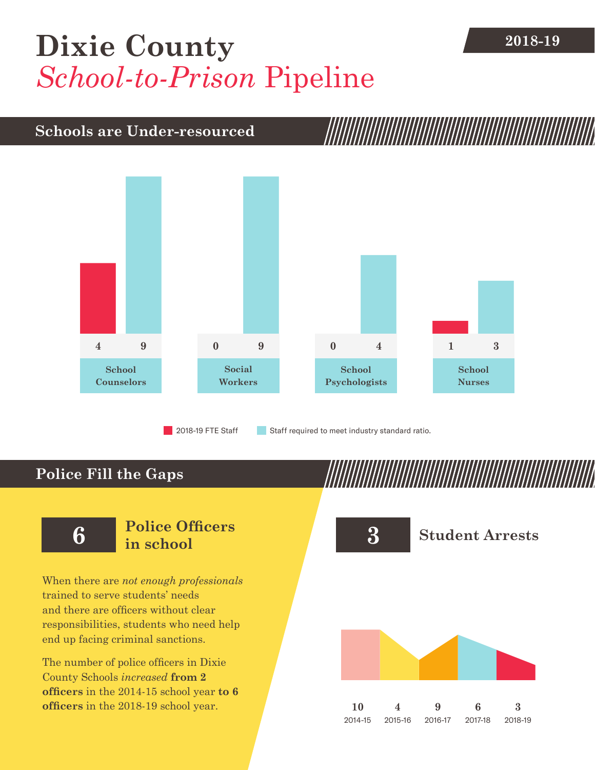# Dixie County *School-to-Prison* Pipeline

2018-19

## Schools are Under-resourced

| | 2018-19 FTE Staff | Staff required to meet industry standard ratio. |
|---|---|---|
| School Counselors | 4 | 9 |
| Social Workers | 0 | 9 |
| School Psychologists | 0 | 4 |
| School Nurses | 1 | 3 |

## Police Fill the Gaps

**6** Police Officers in school

When there are *not enough professionals* trained to serve students' needs and there are officers without clear responsibilities, students who need help end up facing criminal sanctions.

The number of police officers in Dixie County Schools *increased* **from 2 officers** in the 2014-15 school year **to 6 officers** in the 2018-19 school year.

**3** Student Arrests

| 2014-15 | 2015-16 | 2016-17 | 2017-18 | 2018-19 |
|---|---|---|---|---|
| 10 | 4 | 9 | 6 | 3 |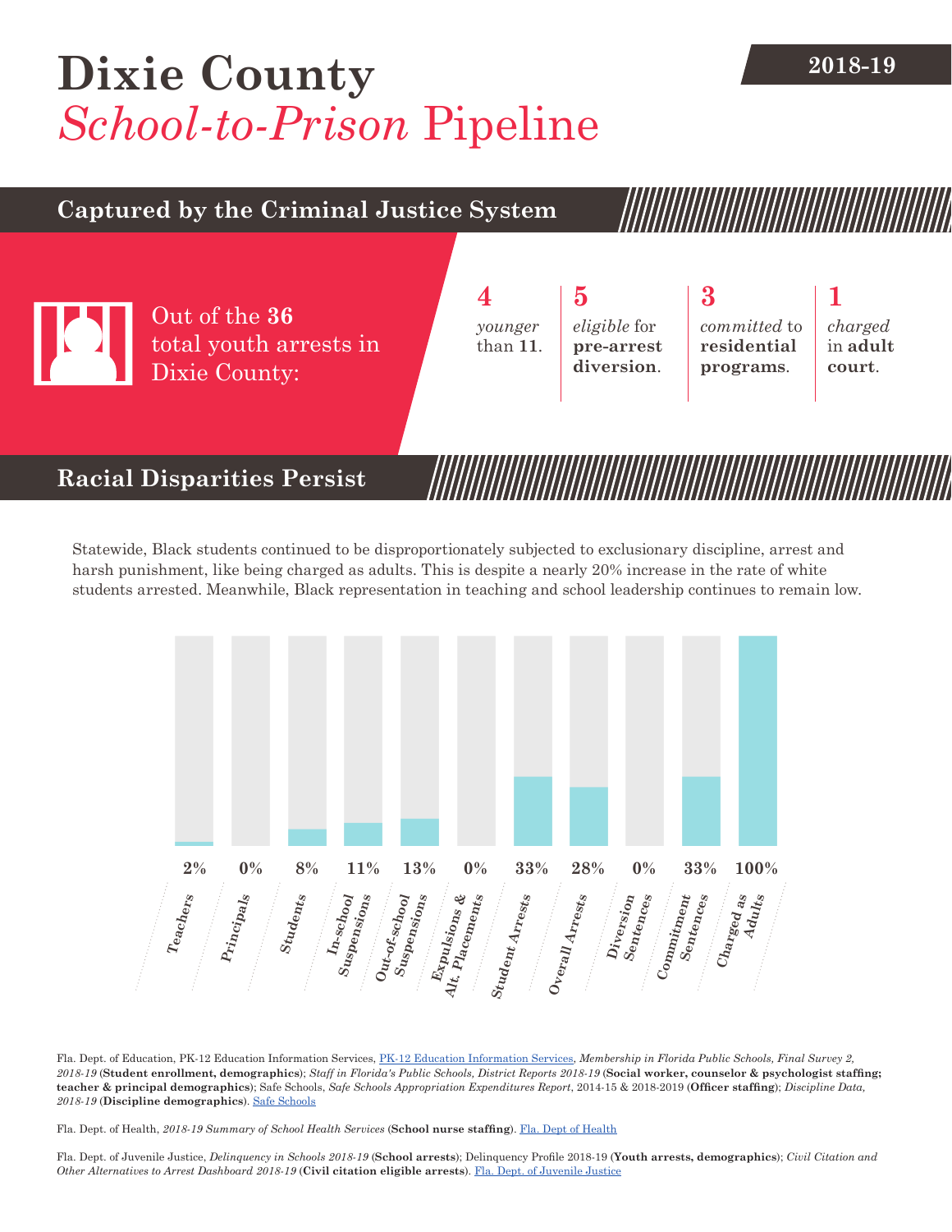# Dixie County *School-to-Prison* Pipeline

2018-19

## Captured by the Criminal Justice System

Out of the **36** total youth arrests in Dixie County:

**4** *younger* than **11**.

**5** *eligible* for **pre-arrest diversion**.

**3** *committed* to **residential programs**.

**1** *charged* in **adult court**.

## Racial Disparities Persist

Statewide, Black students continued to be disproportionately subjected to exclusionary discipline, arrest and harsh punishment, like being charged as adults. This is despite a nearly 20% increase in the rate of white students arrested. Meanwhile, Black representation in teaching and school leadership continues to remain low.

2% Teachers
0% Principals
8% Students
11% In-school Suspensions
13% Out-of-school Suspensions
0% Expulsions & Alt. Placements
33% Student Arrests
28% Overall Arrests
0% Diversion Sentences
33% Commitment Sentences
100% Charged as Adults

Fla. Dept. of Education, PK-12 Education Information Services, PK-12 Education Information Services, *Membership in Florida Public Schools, Final Survey 2, 2018-19* (**Student enrollment, demographics**); *Staff in Florida's Public Schools, District Reports 2018-19* (**Social worker, counselor & psychologist staffing; teacher & principal demographics**); Safe Schools, *Safe Schools Appropriation Expenditures Report*, 2014-15 & 2018-2019 (**Officer staffing**); *Discipline Data, 2018-19* (**Discipline demographics**). Safe Schools

Fla. Dept. of Health, *2018-19 Summary of School Health Services* (**School nurse staffing**). Fla. Dept of Health

Fla. Dept. of Juvenile Justice, *Delinquency in Schools 2018-19* (**School arrests**); Delinquency Profile 2018-19 (**Youth arrests, demographics**); *Civil Citation and Other Alternatives to Arrest Dashboard 2018-19* (**Civil citation eligible arrests**). Fla. Dept. of Juvenile Justice